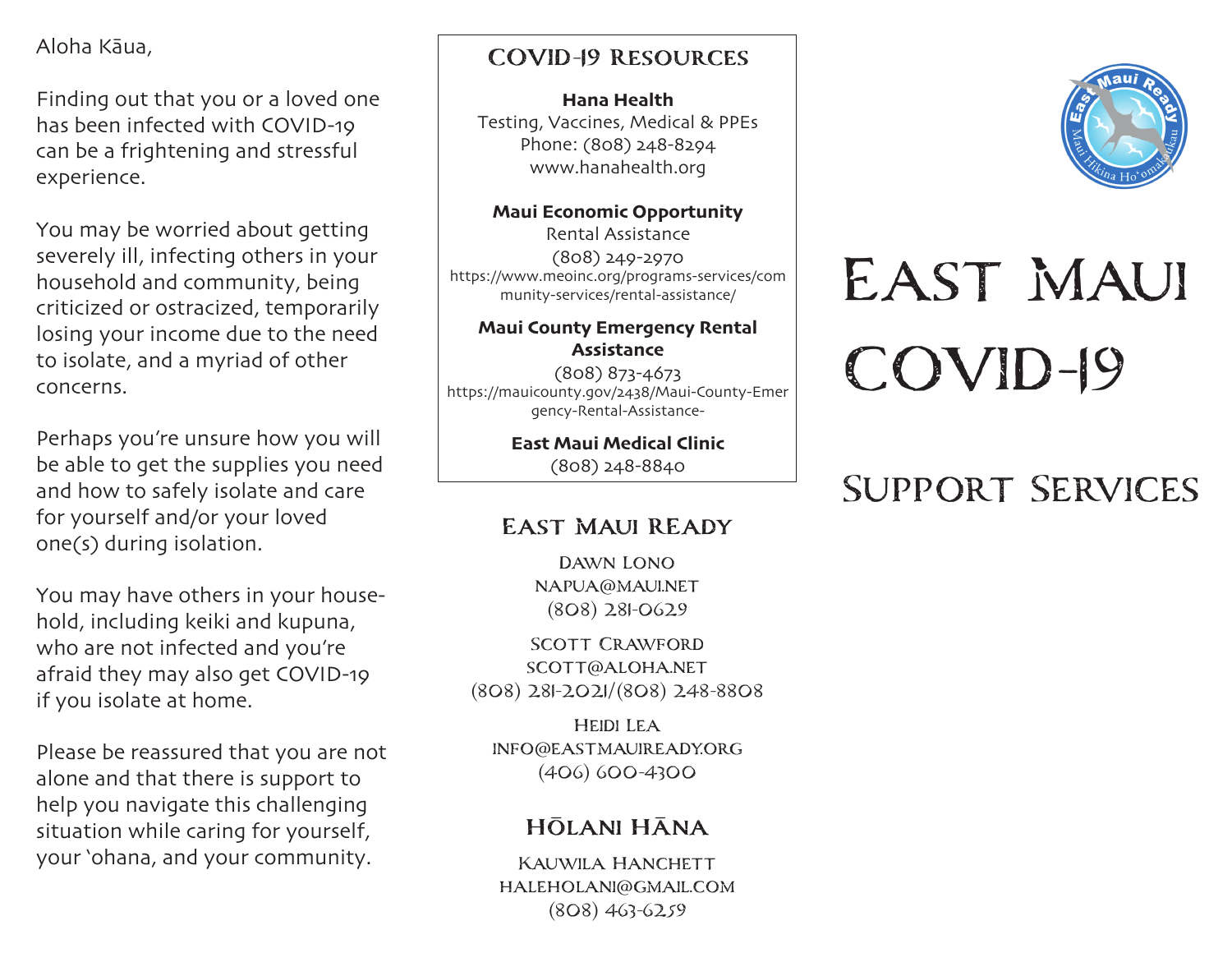Aloha Kāua,

Finding out that you or a loved one has been infected with COVID-19 can be a frightening and stressful experience.

You may be worried about getting severely ill, infecting others in your household and community, being criticized or ostracized, temporarily losing your income due to the need to isolate, and a myriad of other concerns.

Perhaps you're unsure how you will be able to get the supplies you need and how to safely isolate and care for yourself and/or your loved one(s) during isolation.

You may have others in your household, including keiki and kupuna, who are not infected and you're afraid they may also get COVID-19 if you isolate at home.

Please be reassured that you are not alone and that there is support to help you navigate this challenging situation while caring for yourself, your ʻohana, and your community.

## COVID-19 Resources

**Hana Health**
Testing, Vaccines, Medical & PPEs
Phone: (808) 248-8294
www.hanahealth.org

**Maui Economic Opportunity**
Rental Assistance
(808) 249-2970
https://www.meoinc.org/programs-services/community-services/rental-assistance/

**Maui County Emergency Rental Assistance**
(808) 873-4673
https://mauicounty.gov/2438/Maui-County-Emergency-Rental-Assistance-

**East Maui Medical Clinic**
(808) 248-8840

## East Maui Ready

Dawn Lono
napua@maui.net
(808) 281-0629

Scott Crawford
scott@aloha.net
(808) 281-2021/(808) 248-8808

Heidi Lea
info@eastmauiready.org
(406) 600-4300

## Hōlani Hāna

Kauwila Hanchett
haleholani@gmail.com
(808) 463-6259

# East Maui COVID-19

## Support Services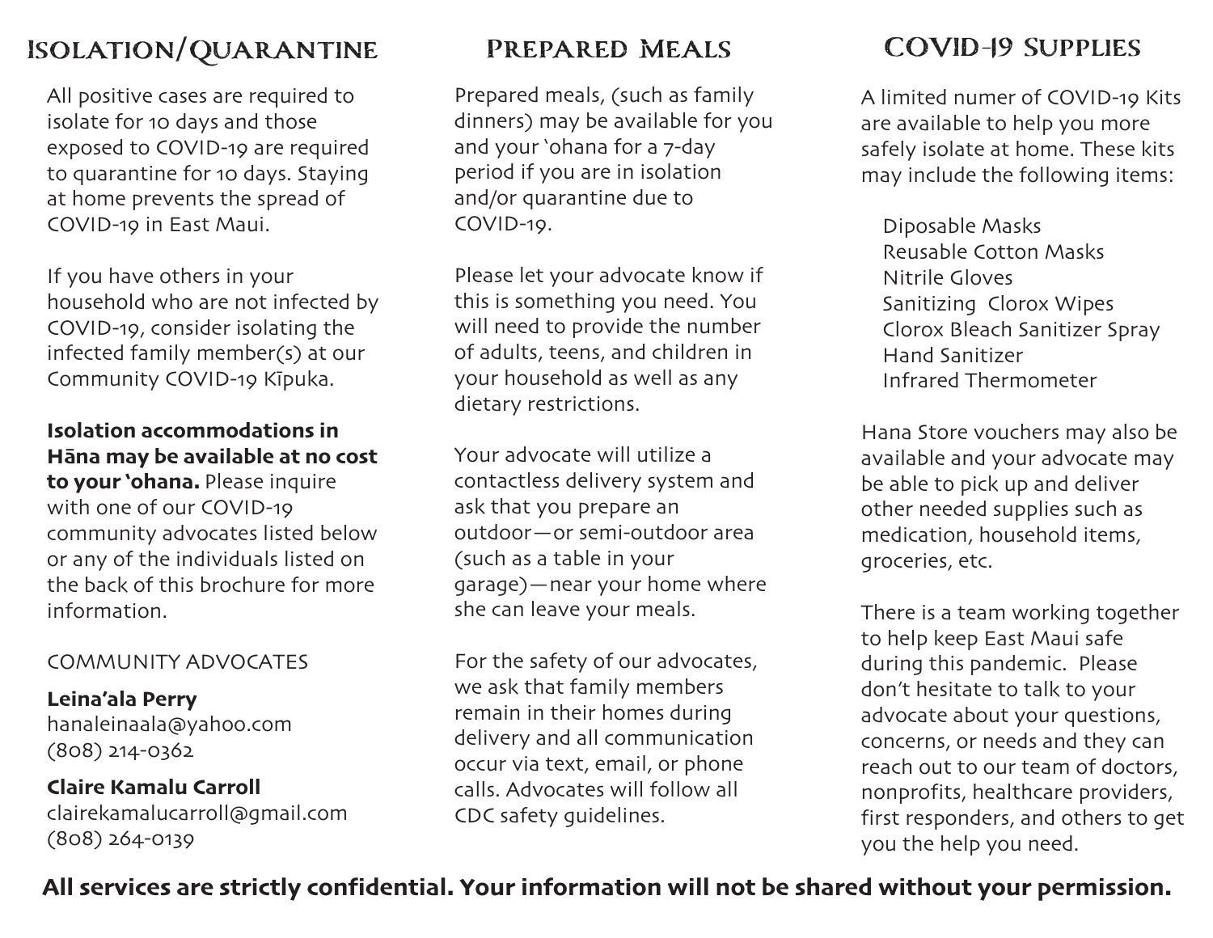## Isolation/Quarantine

All positive cases are required to isolate for 10 days and those exposed to COVID-19 are required to quarantine for 10 days. Staying at home prevents the spread of COVID-19 in East Maui.

If you have others in your household who are not infected by COVID-19, consider isolating the infected family member(s) at our Community COVID-19 Kīpuka.

**Isolation accommodations in Hāna may be available at no cost to your ʻohana.** Please inquire with one of our COVID-19 community advocates listed below or any of the individuals listed on the back of this brochure for more information.

COMMUNITY ADVOCATES

**Leina'ala Perry**
hanaleinaala@yahoo.com
(808) 214-0362

**Claire Kamalu Carroll**
clairekamalucarroll@gmail.com
(808) 264-0139

## Prepared Meals

Prepared meals, (such as family dinners) may be available for you and your ʻohana for a 7-day period if you are in isolation and/or quarantine due to COVID-19.

Please let your advocate know if this is something you need. You will need to provide the number of adults, teens, and children in your household as well as any dietary restrictions.

Your advocate will utilize a contactless delivery system and ask that you prepare an outdoor—or semi-outdoor area (such as a table in your garage)—near your home where she can leave your meals.

For the safety of our advocates, we ask that family members remain in their homes during delivery and all communication occur via text, email, or phone calls. Advocates will follow all CDC safety guidelines.

## COVID-19 Supplies

A limited numer of COVID-19 Kits are available to help you more safely isolate at home. These kits may include the following items:

- Diposable Masks
- Reusable Cotton Masks
- Nitrile Gloves
- Sanitizing Clorox Wipes
- Clorox Bleach Sanitizer Spray
- Hand Sanitizer
- Infrared Thermometer

Hana Store vouchers may also be available and your advocate may be able to pick up and deliver other needed supplies such as medication, household items, groceries, etc.

There is a team working together to help keep East Maui safe during this pandemic. Please don't hesitate to talk to your advocate about your questions, concerns, or needs and they can reach out to our team of doctors, nonprofits, healthcare providers, first responders, and others to get you the help you need.

**All services are strictly confidential. Your information will not be shared without your permission.**